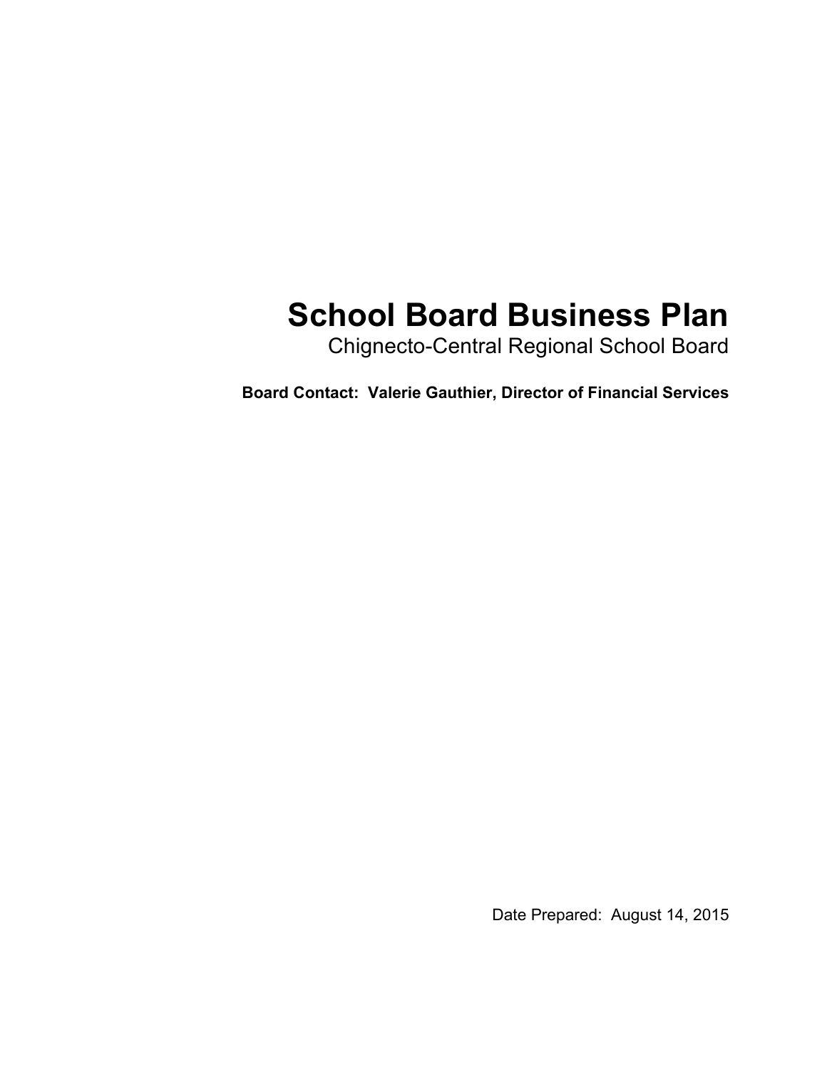# School Board Business Plan

Chignecto-Central Regional School Board

**Board Contact: Valerie Gauthier, Director of Financial Services**

Date Prepared: August 14, 2015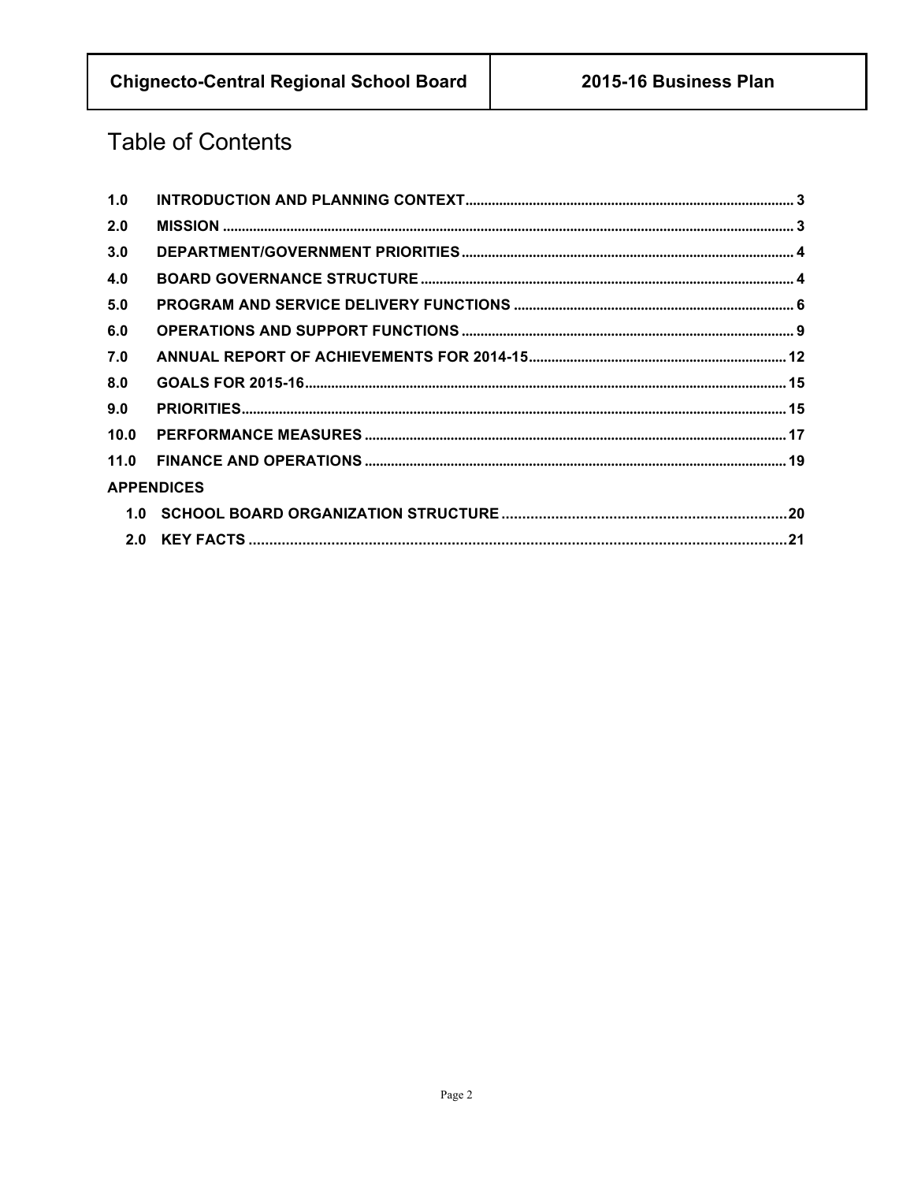# Table of Contents

| | | |
|---|---|---|
| 1.0 | INTRODUCTION AND PLANNING CONTEXT | 3 |
| 2.0 | MISSION | 3 |
| 3.0 | DEPARTMENT/GOVERNMENT PRIORITIES | 4 |
| 4.0 | BOARD GOVERNANCE STRUCTURE | 4 |
| 5.0 | PROGRAM AND SERVICE DELIVERY FUNCTIONS | 6 |
| 6.0 | OPERATIONS AND SUPPORT FUNCTIONS | 9 |
| 7.0 | ANNUAL REPORT OF ACHIEVEMENTS FOR 2014-15 | 12 |
| 8.0 | GOALS FOR 2015-16 | 15 |
| 9.0 | PRIORITIES | 15 |
| 10.0 | PERFORMANCE MEASURES | 17 |
| 11.0 | FINANCE AND OPERATIONS | 19 |

**APPENDICES**

| | | |
|---|---|---|
| 1.0 | SCHOOL BOARD ORGANIZATION STRUCTURE | 20 |
| 2.0 | KEY FACTS | 21 |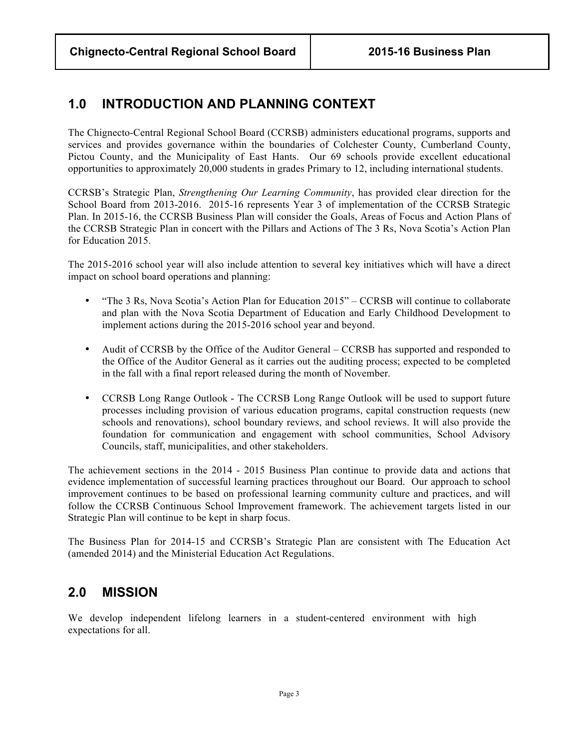## 1.0 INTRODUCTION AND PLANNING CONTEXT

The Chignecto-Central Regional School Board (CCRSB) administers educational programs, supports and services and provides governance within the boundaries of Colchester County, Cumberland County, Pictou County, and the Municipality of East Hants. Our 69 schools provide excellent educational opportunities to approximately 20,000 students in grades Primary to 12, including international students.

CCRSB's Strategic Plan, *Strengthening Our Learning Community*, has provided clear direction for the School Board from 2013-2016. 2015-16 represents Year 3 of implementation of the CCRSB Strategic Plan. In 2015-16, the CCRSB Business Plan will consider the Goals, Areas of Focus and Action Plans of the CCRSB Strategic Plan in concert with the Pillars and Actions of The 3 Rs, Nova Scotia's Action Plan for Education 2015.

The 2015-2016 school year will also include attention to several key initiatives which will have a direct impact on school board operations and planning:

- "The 3 Rs, Nova Scotia's Action Plan for Education 2015" – CCRSB will continue to collaborate and plan with the Nova Scotia Department of Education and Early Childhood Development to implement actions during the 2015-2016 school year and beyond.
- Audit of CCRSB by the Office of the Auditor General – CCRSB has supported and responded to the Office of the Auditor General as it carries out the auditing process; expected to be completed in the fall with a final report released during the month of November.
- CCRSB Long Range Outlook - The CCRSB Long Range Outlook will be used to support future processes including provision of various education programs, capital construction requests (new schools and renovations), school boundary reviews, and school reviews. It will also provide the foundation for communication and engagement with school communities, School Advisory Councils, staff, municipalities, and other stakeholders.

The achievement sections in the 2014 - 2015 Business Plan continue to provide data and actions that evidence implementation of successful learning practices throughout our Board. Our approach to school improvement continues to be based on professional learning community culture and practices, and will follow the CCRSB Continuous School Improvement framework. The achievement targets listed in our Strategic Plan will continue to be kept in sharp focus.

The Business Plan for 2014-15 and CCRSB's Strategic Plan are consistent with The Education Act (amended 2014) and the Ministerial Education Act Regulations.

## 2.0 MISSION

We develop independent lifelong learners in a student-centered environment with high expectations for all.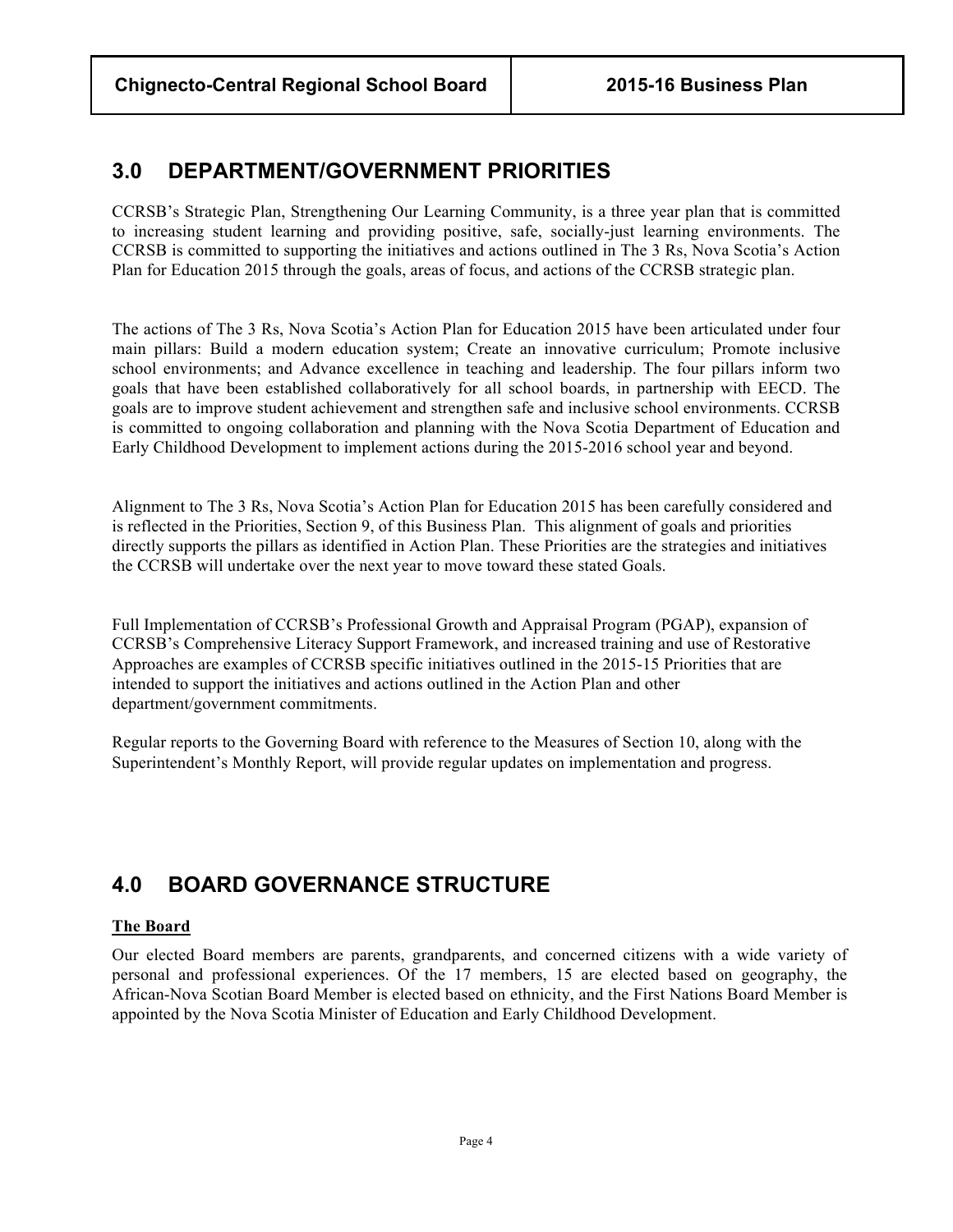## 3.0 DEPARTMENT/GOVERNMENT PRIORITIES

CCRSB's Strategic Plan, Strengthening Our Learning Community, is a three year plan that is committed to increasing student learning and providing positive, safe, socially-just learning environments. The CCRSB is committed to supporting the initiatives and actions outlined in The 3 Rs, Nova Scotia's Action Plan for Education 2015 through the goals, areas of focus, and actions of the CCRSB strategic plan.

The actions of The 3 Rs, Nova Scotia's Action Plan for Education 2015 have been articulated under four main pillars: Build a modern education system; Create an innovative curriculum; Promote inclusive school environments; and Advance excellence in teaching and leadership. The four pillars inform two goals that have been established collaboratively for all school boards, in partnership with EECD. The goals are to improve student achievement and strengthen safe and inclusive school environments. CCRSB is committed to ongoing collaboration and planning with the Nova Scotia Department of Education and Early Childhood Development to implement actions during the 2015-2016 school year and beyond.

Alignment to The 3 Rs, Nova Scotia's Action Plan for Education 2015 has been carefully considered and is reflected in the Priorities, Section 9, of this Business Plan. This alignment of goals and priorities directly supports the pillars as identified in Action Plan. These Priorities are the strategies and initiatives the CCRSB will undertake over the next year to move toward these stated Goals.

Full Implementation of CCRSB's Professional Growth and Appraisal Program (PGAP), expansion of CCRSB's Comprehensive Literacy Support Framework, and increased training and use of Restorative Approaches are examples of CCRSB specific initiatives outlined in the 2015-15 Priorities that are intended to support the initiatives and actions outlined in the Action Plan and other department/government commitments.

Regular reports to the Governing Board with reference to the Measures of Section 10, along with the Superintendent's Monthly Report, will provide regular updates on implementation and progress.

## 4.0 BOARD GOVERNANCE STRUCTURE

**The Board**

Our elected Board members are parents, grandparents, and concerned citizens with a wide variety of personal and professional experiences. Of the 17 members, 15 are elected based on geography, the African-Nova Scotian Board Member is elected based on ethnicity, and the First Nations Board Member is appointed by the Nova Scotia Minister of Education and Early Childhood Development.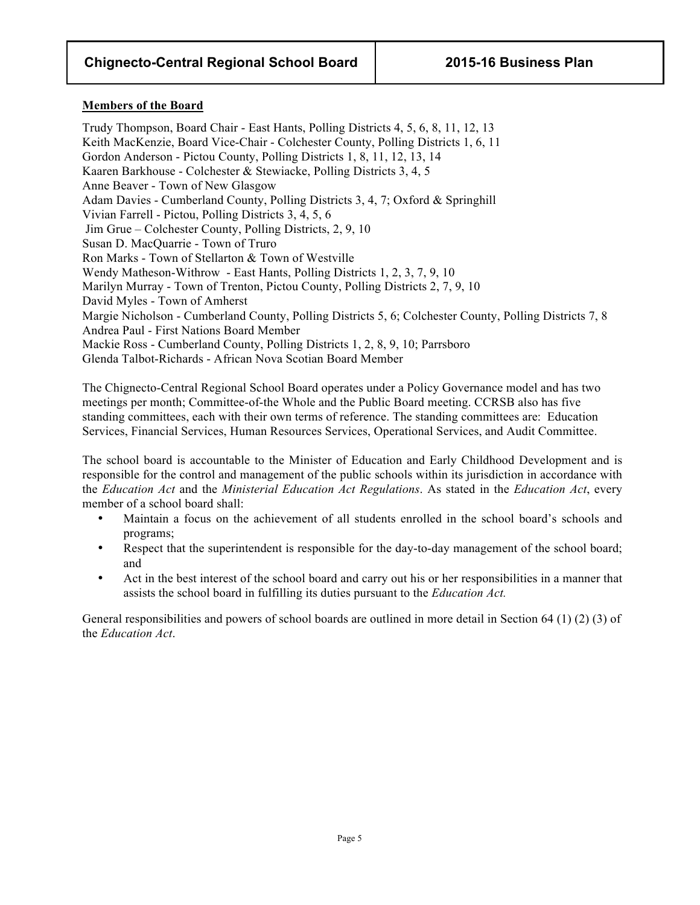**Members of the Board**

Trudy Thompson, Board Chair - East Hants, Polling Districts 4, 5, 6, 8, 11, 12, 13  
Keith MacKenzie, Board Vice-Chair - Colchester County, Polling Districts 1, 6, 11  
Gordon Anderson - Pictou County, Polling Districts 1, 8, 11, 12, 13, 14  
Kaaren Barkhouse - Colchester & Stewiacke, Polling Districts 3, 4, 5  
Anne Beaver - Town of New Glasgow  
Adam Davies - Cumberland County, Polling Districts 3, 4, 7; Oxford & Springhill  
Vivian Farrell - Pictou, Polling Districts 3, 4, 5, 6  
Jim Grue – Colchester County, Polling Districts, 2, 9, 10  
Susan D. MacQuarrie - Town of Truro  
Ron Marks - Town of Stellarton & Town of Westville  
Wendy Matheson-Withrow - East Hants, Polling Districts 1, 2, 3, 7, 9, 10  
Marilyn Murray - Town of Trenton, Pictou County, Polling Districts 2, 7, 9, 10  
David Myles - Town of Amherst  
Margie Nicholson - Cumberland County, Polling Districts 5, 6; Colchester County, Polling Districts 7, 8  
Andrea Paul - First Nations Board Member  
Mackie Ross - Cumberland County, Polling Districts 1, 2, 8, 9, 10; Parrsboro  
Glenda Talbot-Richards - African Nova Scotian Board Member

The Chignecto-Central Regional School Board operates under a Policy Governance model and has two meetings per month; Committee-of-the Whole and the Public Board meeting. CCRSB also has five standing committees, each with their own terms of reference. The standing committees are: Education Services, Financial Services, Human Resources Services, Operational Services, and Audit Committee.

The school board is accountable to the Minister of Education and Early Childhood Development and is responsible for the control and management of the public schools within its jurisdiction in accordance with the *Education Act* and the *Ministerial Education Act Regulations*. As stated in the *Education Act*, every member of a school board shall:

- Maintain a focus on the achievement of all students enrolled in the school board's schools and programs;
- Respect that the superintendent is responsible for the day-to-day management of the school board; and
- Act in the best interest of the school board and carry out his or her responsibilities in a manner that assists the school board in fulfilling its duties pursuant to the *Education Act.*

General responsibilities and powers of school boards are outlined in more detail in Section 64 (1) (2) (3) of the *Education Act*.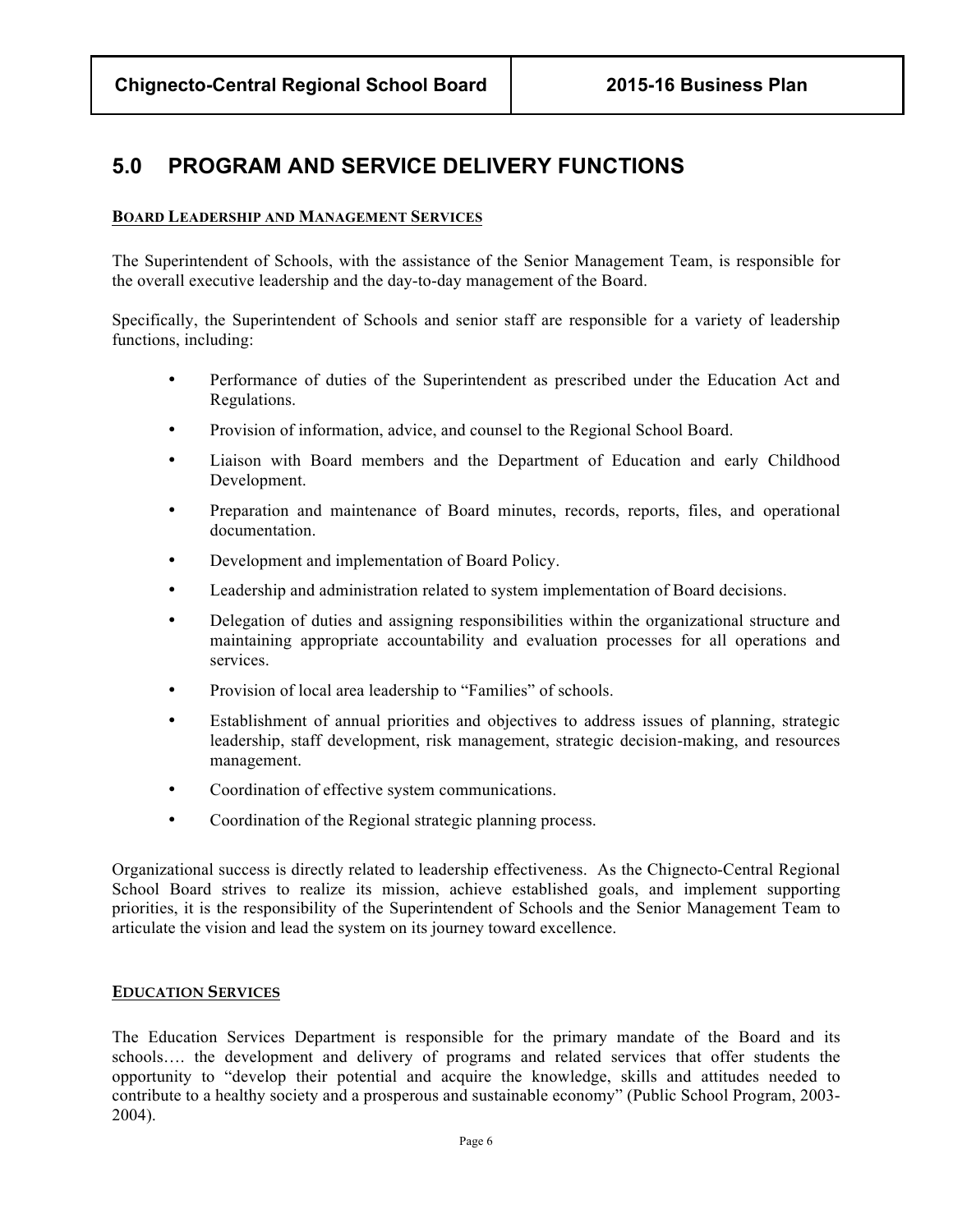## 5.0 PROGRAM AND SERVICE DELIVERY FUNCTIONS

### BOARD LEADERSHIP AND MANAGEMENT SERVICES

The Superintendent of Schools, with the assistance of the Senior Management Team, is responsible for the overall executive leadership and the day-to-day management of the Board.

Specifically, the Superintendent of Schools and senior staff are responsible for a variety of leadership functions, including:

- Performance of duties of the Superintendent as prescribed under the Education Act and Regulations.
- Provision of information, advice, and counsel to the Regional School Board.
- Liaison with Board members and the Department of Education and early Childhood Development.
- Preparation and maintenance of Board minutes, records, reports, files, and operational documentation.
- Development and implementation of Board Policy.
- Leadership and administration related to system implementation of Board decisions.
- Delegation of duties and assigning responsibilities within the organizational structure and maintaining appropriate accountability and evaluation processes for all operations and services.
- Provision of local area leadership to "Families" of schools.
- Establishment of annual priorities and objectives to address issues of planning, strategic leadership, staff development, risk management, strategic decision-making, and resources management.
- Coordination of effective system communications.
- Coordination of the Regional strategic planning process.

Organizational success is directly related to leadership effectiveness. As the Chignecto-Central Regional School Board strives to realize its mission, achieve established goals, and implement supporting priorities, it is the responsibility of the Superintendent of Schools and the Senior Management Team to articulate the vision and lead the system on its journey toward excellence.

### EDUCATION SERVICES

The Education Services Department is responsible for the primary mandate of the Board and its schools…. the development and delivery of programs and related services that offer students the opportunity to "develop their potential and acquire the knowledge, skills and attitudes needed to contribute to a healthy society and a prosperous and sustainable economy" (Public School Program, 2003-2004).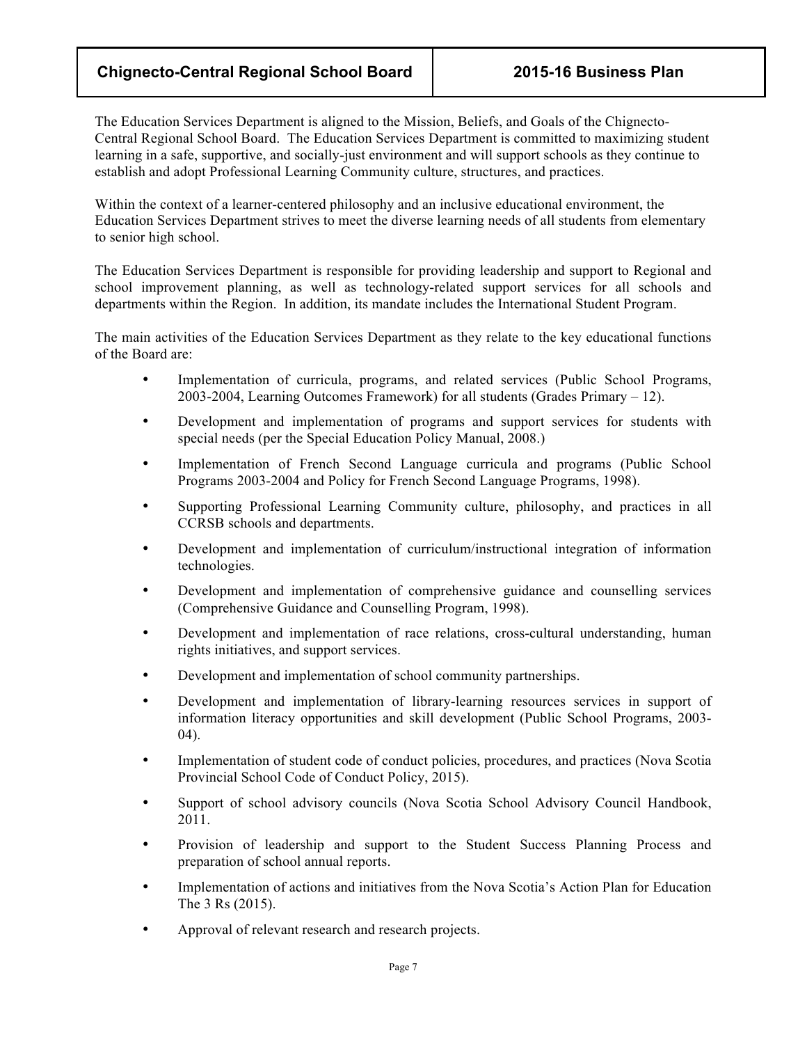The Education Services Department is aligned to the Mission, Beliefs, and Goals of the Chignecto-Central Regional School Board. The Education Services Department is committed to maximizing student learning in a safe, supportive, and socially-just environment and will support schools as they continue to establish and adopt Professional Learning Community culture, structures, and practices.

Within the context of a learner-centered philosophy and an inclusive educational environment, the Education Services Department strives to meet the diverse learning needs of all students from elementary to senior high school.

The Education Services Department is responsible for providing leadership and support to Regional and school improvement planning, as well as technology-related support services for all schools and departments within the Region. In addition, its mandate includes the International Student Program.

The main activities of the Education Services Department as they relate to the key educational functions of the Board are:

- Implementation of curricula, programs, and related services (Public School Programs, 2003-2004, Learning Outcomes Framework) for all students (Grades Primary – 12).
- Development and implementation of programs and support services for students with special needs (per the Special Education Policy Manual, 2008.)
- Implementation of French Second Language curricula and programs (Public School Programs 2003-2004 and Policy for French Second Language Programs, 1998).
- Supporting Professional Learning Community culture, philosophy, and practices in all CCRSB schools and departments.
- Development and implementation of curriculum/instructional integration of information technologies.
- Development and implementation of comprehensive guidance and counselling services (Comprehensive Guidance and Counselling Program, 1998).
- Development and implementation of race relations, cross-cultural understanding, human rights initiatives, and support services.
- Development and implementation of school community partnerships.
- Development and implementation of library-learning resources services in support of information literacy opportunities and skill development (Public School Programs, 2003-04).
- Implementation of student code of conduct policies, procedures, and practices (Nova Scotia Provincial School Code of Conduct Policy, 2015).
- Support of school advisory councils (Nova Scotia School Advisory Council Handbook, 2011.
- Provision of leadership and support to the Student Success Planning Process and preparation of school annual reports.
- Implementation of actions and initiatives from the Nova Scotia's Action Plan for Education The 3 Rs (2015).
- Approval of relevant research and research projects.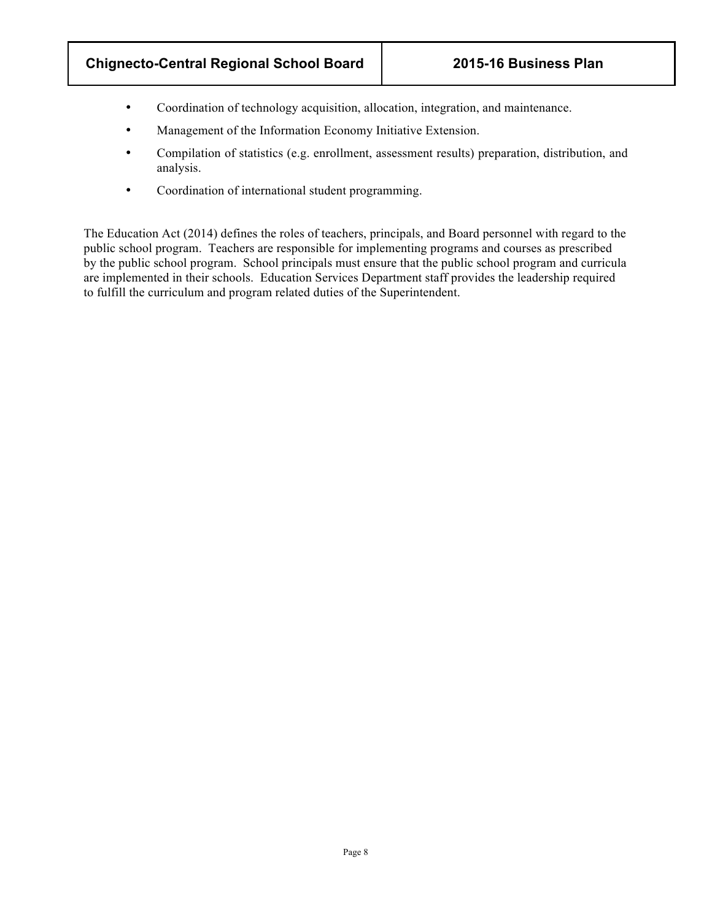- Coordination of technology acquisition, allocation, integration, and maintenance.
- Management of the Information Economy Initiative Extension.
- Compilation of statistics (e.g. enrollment, assessment results) preparation, distribution, and analysis.
- Coordination of international student programming.

The Education Act (2014) defines the roles of teachers, principals, and Board personnel with regard to the public school program. Teachers are responsible for implementing programs and courses as prescribed by the public school program. School principals must ensure that the public school program and curricula are implemented in their schools. Education Services Department staff provides the leadership required to fulfill the curriculum and program related duties of the Superintendent.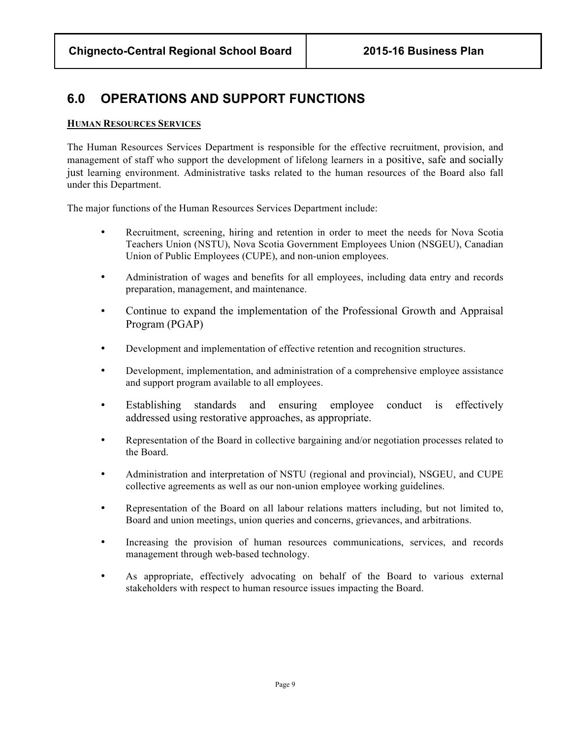## 6.0 OPERATIONS AND SUPPORT FUNCTIONS

### HUMAN RESOURCES SERVICES

The Human Resources Services Department is responsible for the effective recruitment, provision, and management of staff who support the development of lifelong learners in a positive, safe and socially just learning environment. Administrative tasks related to the human resources of the Board also fall under this Department.

The major functions of the Human Resources Services Department include:

- Recruitment, screening, hiring and retention in order to meet the needs for Nova Scotia Teachers Union (NSTU), Nova Scotia Government Employees Union (NSGEU), Canadian Union of Public Employees (CUPE), and non-union employees.
- Administration of wages and benefits for all employees, including data entry and records preparation, management, and maintenance.
- Continue to expand the implementation of the Professional Growth and Appraisal Program (PGAP)
- Development and implementation of effective retention and recognition structures.
- Development, implementation, and administration of a comprehensive employee assistance and support program available to all employees.
- Establishing standards and ensuring employee conduct is effectively addressed using restorative approaches, as appropriate.
- Representation of the Board in collective bargaining and/or negotiation processes related to the Board.
- Administration and interpretation of NSTU (regional and provincial), NSGEU, and CUPE collective agreements as well as our non-union employee working guidelines.
- Representation of the Board on all labour relations matters including, but not limited to, Board and union meetings, union queries and concerns, grievances, and arbitrations.
- Increasing the provision of human resources communications, services, and records management through web-based technology.
- As appropriate, effectively advocating on behalf of the Board to various external stakeholders with respect to human resource issues impacting the Board.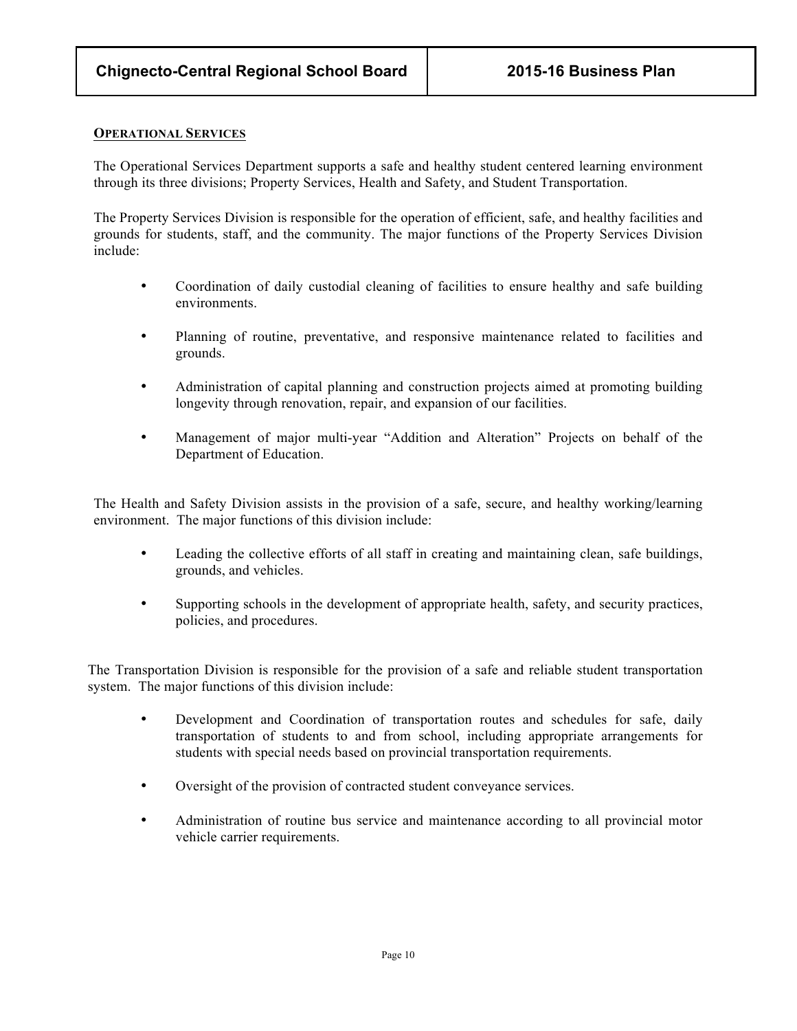## OPERATIONAL SERVICES

The Operational Services Department supports a safe and healthy student centered learning environment through its three divisions; Property Services, Health and Safety, and Student Transportation.

The Property Services Division is responsible for the operation of efficient, safe, and healthy facilities and grounds for students, staff, and the community. The major functions of the Property Services Division include:

- Coordination of daily custodial cleaning of facilities to ensure healthy and safe building environments.
- Planning of routine, preventative, and responsive maintenance related to facilities and grounds.
- Administration of capital planning and construction projects aimed at promoting building longevity through renovation, repair, and expansion of our facilities.
- Management of major multi-year "Addition and Alteration" Projects on behalf of the Department of Education.

The Health and Safety Division assists in the provision of a safe, secure, and healthy working/learning environment. The major functions of this division include:

- Leading the collective efforts of all staff in creating and maintaining clean, safe buildings, grounds, and vehicles.
- Supporting schools in the development of appropriate health, safety, and security practices, policies, and procedures.

The Transportation Division is responsible for the provision of a safe and reliable student transportation system. The major functions of this division include:

- Development and Coordination of transportation routes and schedules for safe, daily transportation of students to and from school, including appropriate arrangements for students with special needs based on provincial transportation requirements.
- Oversight of the provision of contracted student conveyance services.
- Administration of routine bus service and maintenance according to all provincial motor vehicle carrier requirements.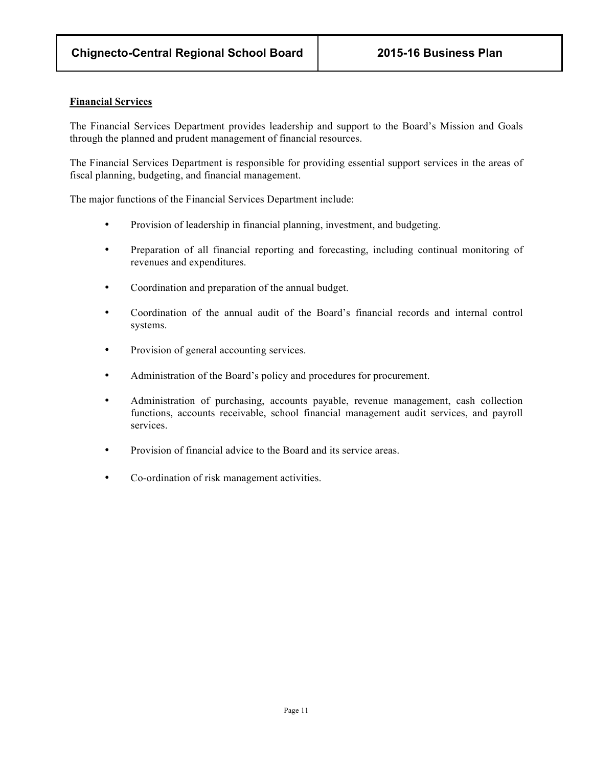## Financial Services

The Financial Services Department provides leadership and support to the Board's Mission and Goals through the planned and prudent management of financial resources.

The Financial Services Department is responsible for providing essential support services in the areas of fiscal planning, budgeting, and financial management.

The major functions of the Financial Services Department include:

- Provision of leadership in financial planning, investment, and budgeting.
- Preparation of all financial reporting and forecasting, including continual monitoring of revenues and expenditures.
- Coordination and preparation of the annual budget.
- Coordination of the annual audit of the Board's financial records and internal control systems.
- Provision of general accounting services.
- Administration of the Board's policy and procedures for procurement.
- Administration of purchasing, accounts payable, revenue management, cash collection functions, accounts receivable, school financial management audit services, and payroll services.
- Provision of financial advice to the Board and its service areas.
- Co-ordination of risk management activities.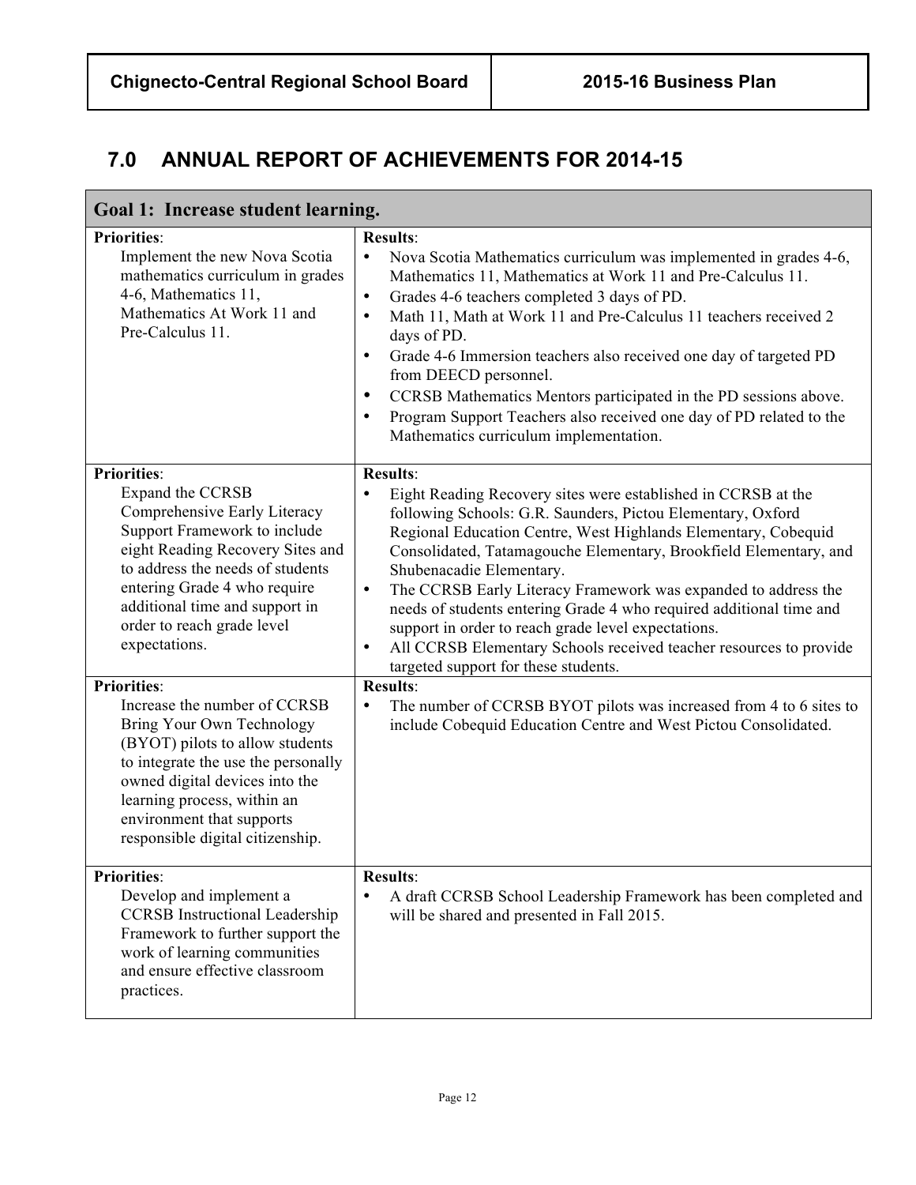## 7.0 ANNUAL REPORT OF ACHIEVEMENTS FOR 2014-15

| Goal 1: Increase student learning. | |
|---|---|
| **Priorities**:<br>Implement the new Nova Scotia mathematics curriculum in grades 4-6, Mathematics 11, Mathematics At Work 11 and Pre-Calculus 11. | **Results**:<br>• Nova Scotia Mathematics curriculum was implemented in grades 4-6, Mathematics 11, Mathematics at Work 11 and Pre-Calculus 11.<br>• Grades 4-6 teachers completed 3 days of PD.<br>• Math 11, Math at Work 11 and Pre-Calculus 11 teachers received 2 days of PD.<br>• Grade 4-6 Immersion teachers also received one day of targeted PD from DEECD personnel.<br>• CCRSB Mathematics Mentors participated in the PD sessions above.<br>• Program Support Teachers also received one day of PD related to the Mathematics curriculum implementation. |
| **Priorities**:<br>Expand the CCRSB Comprehensive Early Literacy Support Framework to include eight Reading Recovery Sites and to address the needs of students entering Grade 4 who require additional time and support in order to reach grade level expectations. | **Results**:<br>• Eight Reading Recovery sites were established in CCRSB at the following Schools: G.R. Saunders, Pictou Elementary, Oxford Regional Education Centre, West Highlands Elementary, Cobequid Consolidated, Tatamagouche Elementary, Brookfield Elementary, and Shubenacadie Elementary.<br>• The CCRSB Early Literacy Framework was expanded to address the needs of students entering Grade 4 who required additional time and support in order to reach grade level expectations.<br>• All CCRSB Elementary Schools received teacher resources to provide targeted support for these students. |
| **Priorities**:<br>Increase the number of CCRSB Bring Your Own Technology (BYOT) pilots to allow students to integrate the use the personally owned digital devices into the learning process, within an environment that supports responsible digital citizenship. | **Results**:<br>• The number of CCRSB BYOT pilots was increased from 4 to 6 sites to include Cobequid Education Centre and West Pictou Consolidated. |
| **Priorities**:<br>Develop and implement a CCRSB Instructional Leadership Framework to further support the work of learning communities and ensure effective classroom practices. | **Results**:<br>• A draft CCRSB School Leadership Framework has been completed and will be shared and presented in Fall 2015. |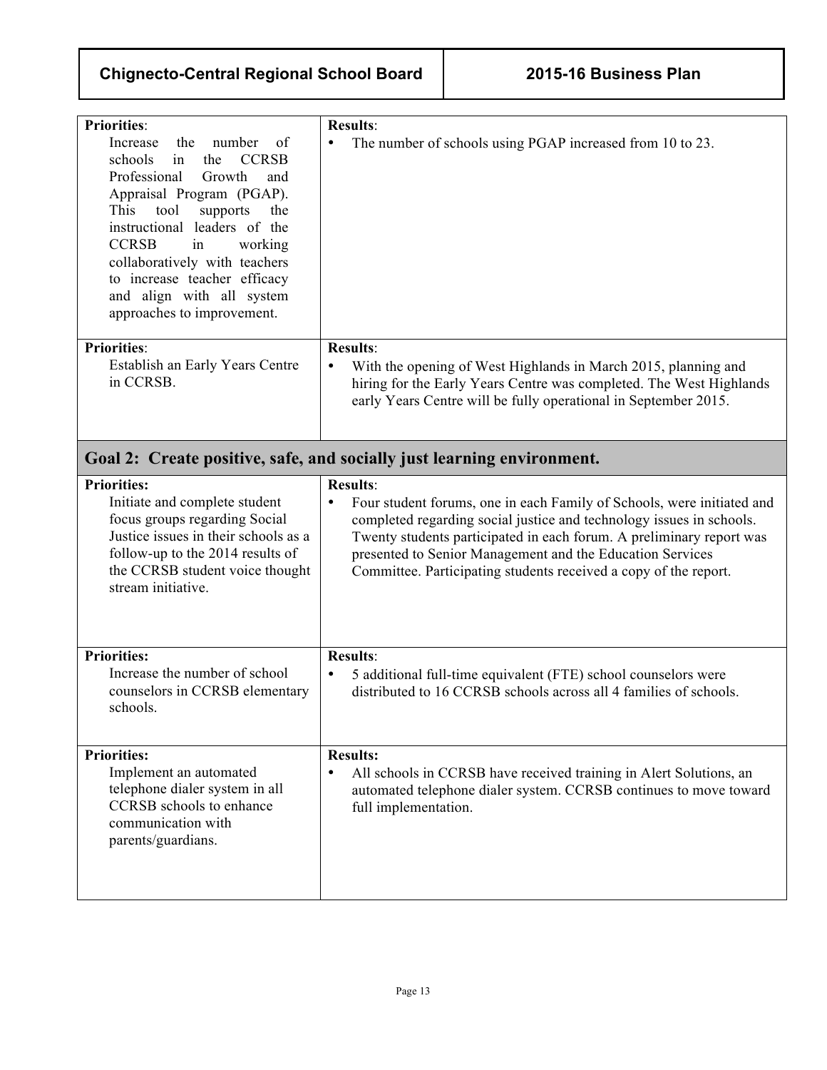| Priorities | Results |
|---|---|
| **Priorities**: Increase the number of schools in the CCRSB Professional Growth and Appraisal Program (PGAP). This tool supports the instructional leaders of the CCRSB in working collaboratively with teachers to increase teacher efficacy and align with all system approaches to improvement. | **Results**: • The number of schools using PGAP increased from 10 to 23. |
| **Priorities**: Establish an Early Years Centre in CCRSB. | **Results**: • With the opening of West Highlands in March 2015, planning and hiring for the Early Years Centre was completed. The West Highlands early Years Centre will be fully operational in September 2015. |

## Goal 2: Create positive, safe, and socially just learning environment.

| Priorities | Results |
|---|---|
| **Priorities:** Initiate and complete student focus groups regarding Social Justice issues in their schools as a follow-up to the 2014 results of the CCRSB student voice thought stream initiative. | **Results**: • Four student forums, one in each Family of Schools, were initiated and completed regarding social justice and technology issues in schools. Twenty students participated in each forum. A preliminary report was presented to Senior Management and the Education Services Committee. Participating students received a copy of the report. |
| **Priorities:** Increase the number of school counselors in CCRSB elementary schools. | **Results**: • 5 additional full-time equivalent (FTE) school counselors were distributed to 16 CCRSB schools across all 4 families of schools. |
| **Priorities:** Implement an automated telephone dialer system in all CCRSB schools to enhance communication with parents/guardians. | **Results:** • All schools in CCRSB have received training in Alert Solutions, an automated telephone dialer system. CCRSB continues to move toward full implementation. |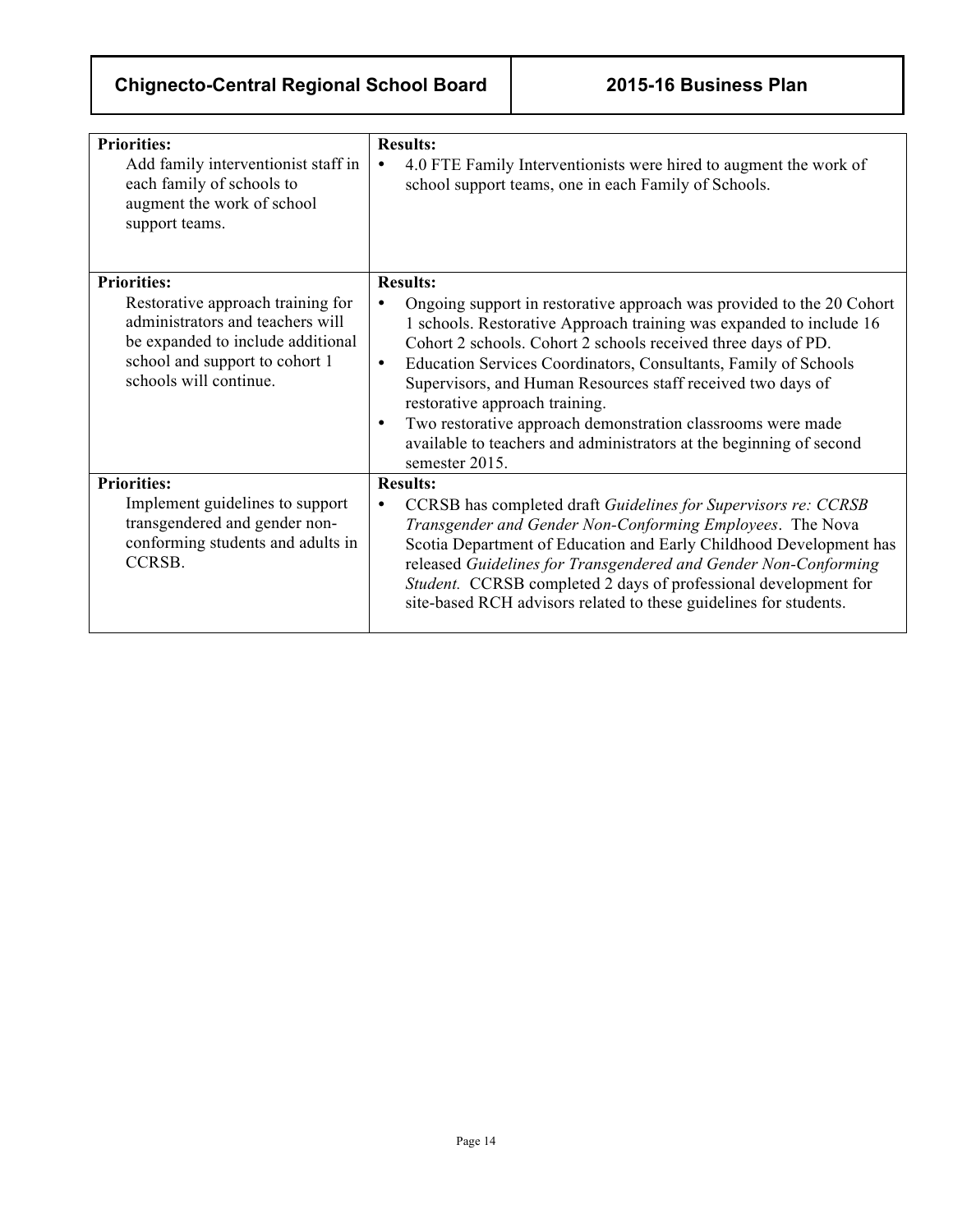| Priorities: | Results: |
| --- | --- |
| Add family interventionist staff in each family of schools to augment the work of school support teams. | • 4.0 FTE Family Interventionists were hired to augment the work of school support teams, one in each Family of Schools. |
| **Priorities:** Restorative approach training for administrators and teachers will be expanded to include additional school and support to cohort 1 schools will continue. | **Results:** • Ongoing support in restorative approach was provided to the 20 Cohort 1 schools. Restorative Approach training was expanded to include 16 Cohort 2 schools. Cohort 2 schools received three days of PD. • Education Services Coordinators, Consultants, Family of Schools Supervisors, and Human Resources staff received two days of restorative approach training. • Two restorative approach demonstration classrooms were made available to teachers and administrators at the beginning of second semester 2015. |
| **Priorities:** Implement guidelines to support transgendered and gender non-conforming students and adults in CCRSB. | **Results:** • CCRSB has completed draft *Guidelines for Supervisors re: CCRSB Transgender and Gender Non-Conforming Employees*. The Nova Scotia Department of Education and Early Childhood Development has released *Guidelines for Transgendered and Gender Non-Conforming Student.* CCRSB completed 2 days of professional development for site-based RCH advisors related to these guidelines for students. |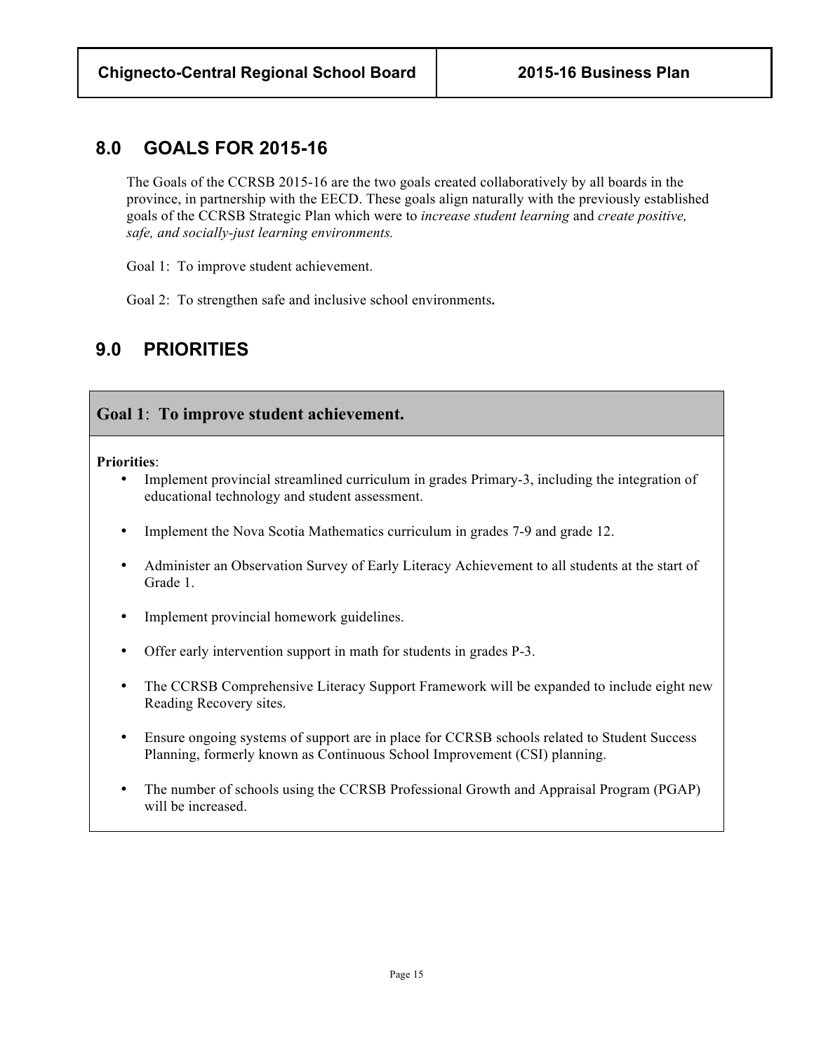## 8.0 GOALS FOR 2015-16

The Goals of the CCRSB 2015-16 are the two goals created collaboratively by all boards in the province, in partnership with the EECD. These goals align naturally with the previously established goals of the CCRSB Strategic Plan which were to *increase student learning* and *create positive, safe, and socially-just learning environments.*

Goal 1: To improve student achievement.

Goal 2: To strengthen safe and inclusive school environments**.**

## 9.0 PRIORITIES

### Goal 1: To improve student achievement.

**Priorities**:

- Implement provincial streamlined curriculum in grades Primary-3, including the integration of educational technology and student assessment.
- Implement the Nova Scotia Mathematics curriculum in grades 7-9 and grade 12.
- Administer an Observation Survey of Early Literacy Achievement to all students at the start of Grade 1.
- Implement provincial homework guidelines.
- Offer early intervention support in math for students in grades P-3.
- The CCRSB Comprehensive Literacy Support Framework will be expanded to include eight new Reading Recovery sites.
- Ensure ongoing systems of support are in place for CCRSB schools related to Student Success Planning, formerly known as Continuous School Improvement (CSI) planning.
- The number of schools using the CCRSB Professional Growth and Appraisal Program (PGAP) will be increased.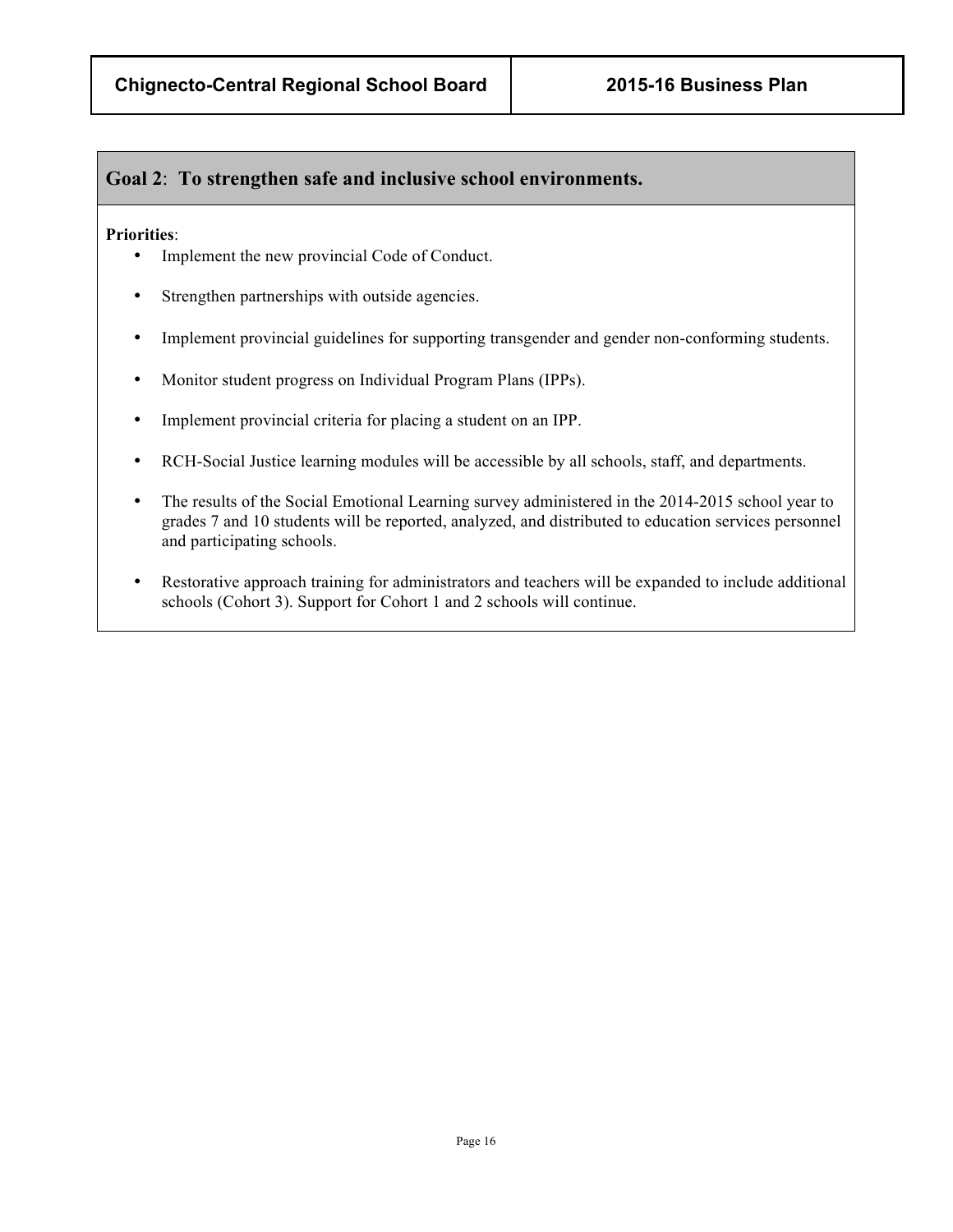## Goal 2: To strengthen safe and inclusive school environments.

**Priorities**:

- Implement the new provincial Code of Conduct.
- Strengthen partnerships with outside agencies.
- Implement provincial guidelines for supporting transgender and gender non-conforming students.
- Monitor student progress on Individual Program Plans (IPPs).
- Implement provincial criteria for placing a student on an IPP.
- RCH-Social Justice learning modules will be accessible by all schools, staff, and departments.
- The results of the Social Emotional Learning survey administered in the 2014-2015 school year to grades 7 and 10 students will be reported, analyzed, and distributed to education services personnel and participating schools.
- Restorative approach training for administrators and teachers will be expanded to include additional schools (Cohort 3). Support for Cohort 1 and 2 schools will continue.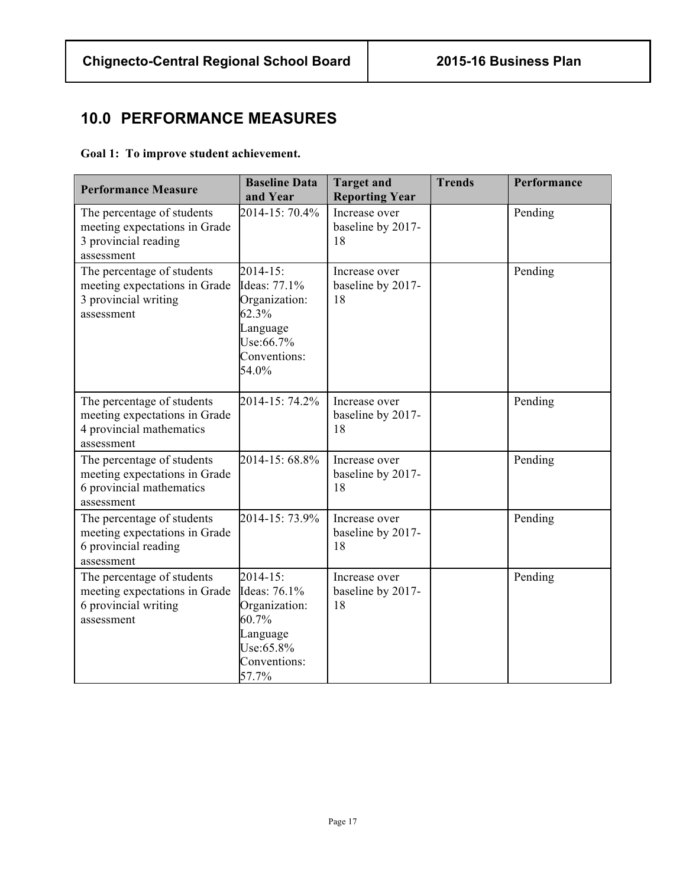## 10.0 PERFORMANCE MEASURES

**Goal 1: To improve student achievement.**

| Performance Measure | Baseline Data and Year | Target and Reporting Year | Trends | Performance |
|---|---|---|---|---|
| The percentage of students meeting expectations in Grade 3 provincial reading assessment | 2014-15: 70.4% | Increase over baseline by 2017-18 | | Pending |
| The percentage of students meeting expectations in Grade 3 provincial writing assessment | 2014-15: Ideas: 77.1% Organization: 62.3% Language Use:66.7% Conventions: 54.0% | Increase over baseline by 2017-18 | | Pending |
| The percentage of students meeting expectations in Grade 4 provincial mathematics assessment | 2014-15: 74.2% | Increase over baseline by 2017-18 | | Pending |
| The percentage of students meeting expectations in Grade 6 provincial mathematics assessment | 2014-15: 68.8% | Increase over baseline by 2017-18 | | Pending |
| The percentage of students meeting expectations in Grade 6 provincial reading assessment | 2014-15: 73.9% | Increase over baseline by 2017-18 | | Pending |
| The percentage of students meeting expectations in Grade 6 provincial writing assessment | 2014-15: Ideas: 76.1% Organization: 60.7% Language Use:65.8% Conventions: 57.7% | Increase over baseline by 2017-18 | | Pending |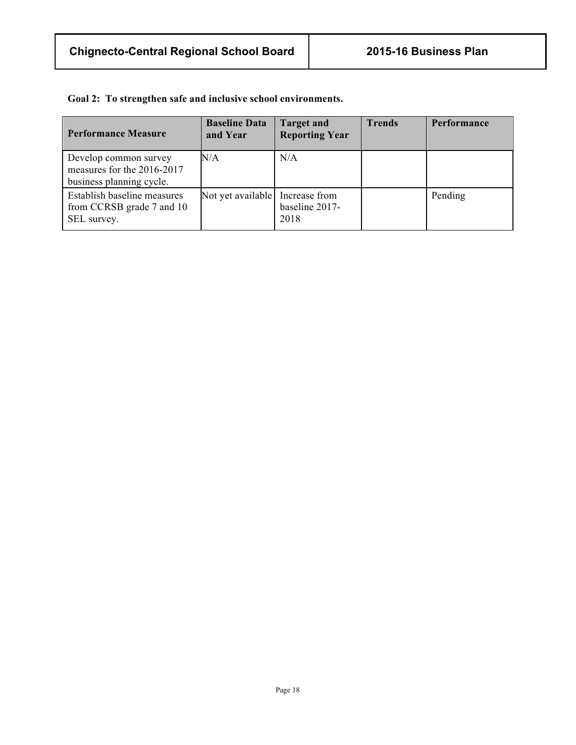**Goal 2: To strengthen safe and inclusive school environments.**

| Performance Measure | Baseline Data and Year | Target and Reporting Year | Trends | Performance |
|---|---|---|---|---|
| Develop common survey measures for the 2016-2017 business planning cycle. | N/A | N/A | | |
| Establish baseline measures from CCRSB grade 7 and 10 SEL survey. | Not yet available | Increase from baseline 2017-2018 | | Pending |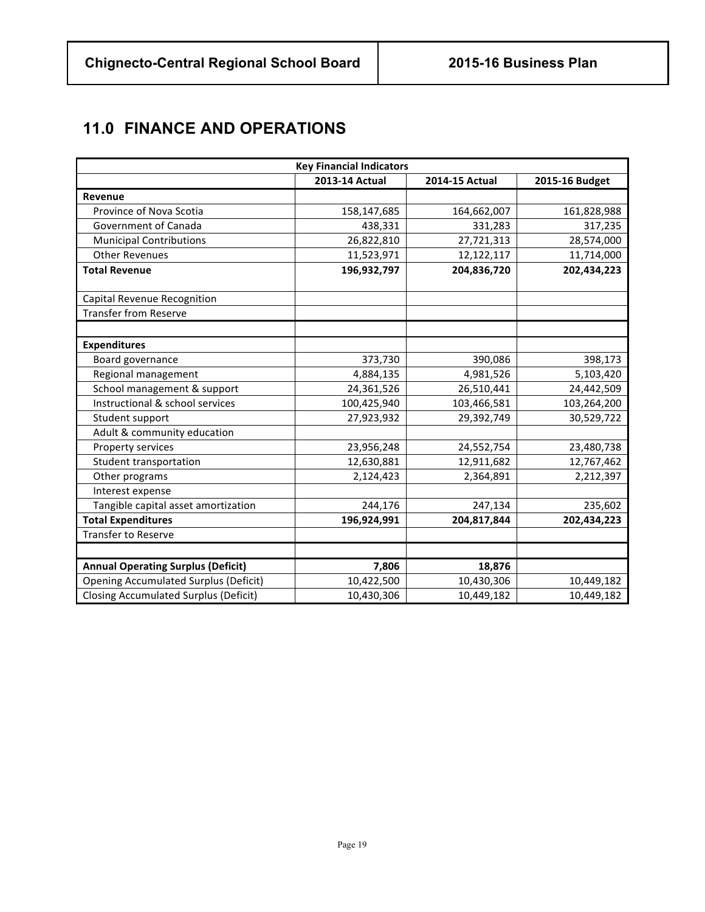## 11.0 FINANCE AND OPERATIONS

| Key Financial Indicators | | | |
|---|---|---|---|
| | 2013-14 Actual | 2014-15 Actual | 2015-16 Budget |
| **Revenue** | | | |
| Province of Nova Scotia | 158,147,685 | 164,662,007 | 161,828,988 |
| Government of Canada | 438,331 | 331,283 | 317,235 |
| Municipal Contributions | 26,822,810 | 27,721,313 | 28,574,000 |
| Other Revenues | 11,523,971 | 12,122,117 | 11,714,000 |
| **Total Revenue** | **196,932,797** | **204,836,720** | **202,434,223** |
| Capital Revenue Recognition | | | |
| Transfer from Reserve | | | |
| | | | |
| **Expenditures** | | | |
| Board governance | 373,730 | 390,086 | 398,173 |
| Regional management | 4,884,135 | 4,981,526 | 5,103,420 |
| School management & support | 24,361,526 | 26,510,441 | 24,442,509 |
| Instructional & school services | 100,425,940 | 103,466,581 | 103,264,200 |
| Student support | 27,923,932 | 29,392,749 | 30,529,722 |
| Adult & community education | | | |
| Property services | 23,956,248 | 24,552,754 | 23,480,738 |
| Student transportation | 12,630,881 | 12,911,682 | 12,767,462 |
| Other programs | 2,124,423 | 2,364,891 | 2,212,397 |
| Interest expense | | | |
| Tangible capital asset amortization | 244,176 | 247,134 | 235,602 |
| **Total Expenditures** | **196,924,991** | **204,817,844** | **202,434,223** |
| Transfer to Reserve | | | |
| | | | |
| **Annual Operating Surplus (Deficit)** | **7,806** | **18,876** | |
| Opening Accumulated Surplus (Deficit) | 10,422,500 | 10,430,306 | 10,449,182 |
| Closing Accumulated Surplus (Deficit) | 10,430,306 | 10,449,182 | 10,449,182 |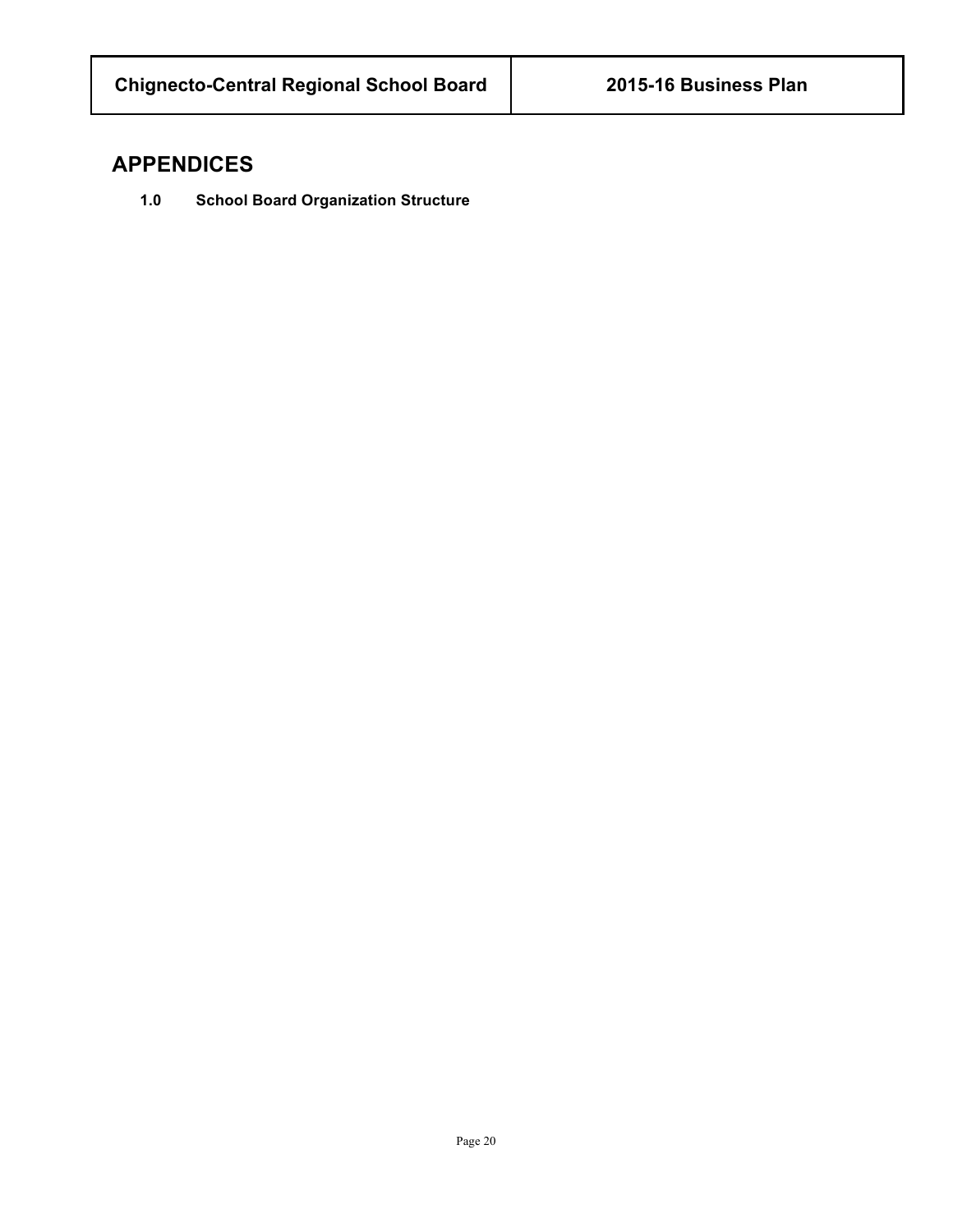# APPENDICES

### 1.0 School Board Organization Structure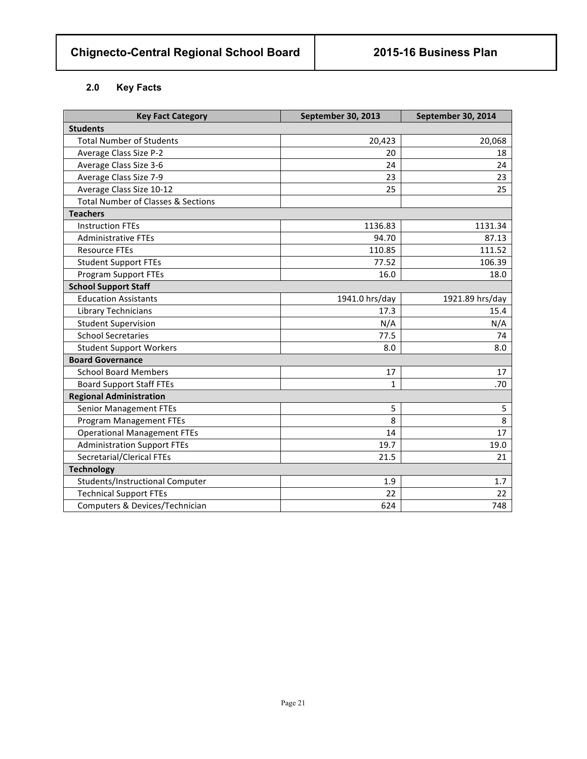## 2.0 Key Facts

| Key Fact Category | September 30, 2013 | September 30, 2014 |
|---|---|---|
| **Students** | | |
| Total Number of Students | 20,423 | 20,068 |
| Average Class Size P-2 | 20 | 18 |
| Average Class Size 3-6 | 24 | 24 |
| Average Class Size 7-9 | 23 | 23 |
| Average Class Size 10-12 | 25 | 25 |
| Total Number of Classes & Sections | | |
| **Teachers** | | |
| Instruction FTEs | 1136.83 | 1131.34 |
| Administrative FTEs | 94.70 | 87.13 |
| Resource FTEs | 110.85 | 111.52 |
| Student Support FTEs | 77.52 | 106.39 |
| Program Support FTEs | 16.0 | 18.0 |
| **School Support Staff** | | |
| Education Assistants | 1941.0 hrs/day | 1921.89 hrs/day |
| Library Technicians | 17.3 | 15.4 |
| Student Supervision | N/A | N/A |
| School Secretaries | 77.5 | 74 |
| Student Support Workers | 8.0 | 8.0 |
| **Board Governance** | | |
| School Board Members | 17 | 17 |
| Board Support Staff FTEs | 1 | .70 |
| **Regional Administration** | | |
| Senior Management FTEs | 5 | 5 |
| Program Management FTEs | 8 | 8 |
| Operational Management FTEs | 14 | 17 |
| Administration Support FTEs | 19.7 | 19.0 |
| Secretarial/Clerical FTEs | 21.5 | 21 |
| **Technology** | | |
| Students/Instructional Computer | 1.9 | 1.7 |
| Technical Support FTEs | 22 | 22 |
| Computers & Devices/Technician | 624 | 748 |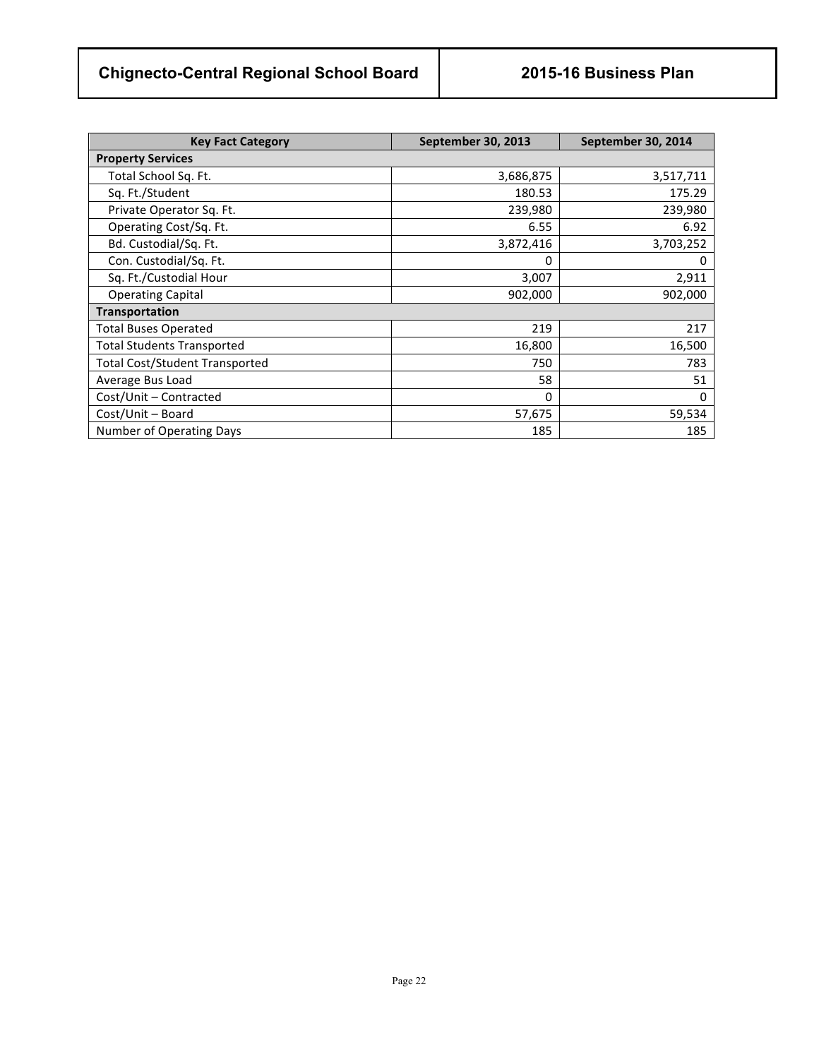| Key Fact Category | September 30, 2013 | September 30, 2014 |
|---|---|---|
| **Property Services** | | |
| Total School Sq. Ft. | 3,686,875 | 3,517,711 |
| Sq. Ft./Student | 180.53 | 175.29 |
| Private Operator Sq. Ft. | 239,980 | 239,980 |
| Operating Cost/Sq. Ft. | 6.55 | 6.92 |
| Bd. Custodial/Sq. Ft. | 3,872,416 | 3,703,252 |
| Con. Custodial/Sq. Ft. | 0 | 0 |
| Sq. Ft./Custodial Hour | 3,007 | 2,911 |
| Operating Capital | 902,000 | 902,000 |
| **Transportation** | | |
| Total Buses Operated | 219 | 217 |
| Total Students Transported | 16,800 | 16,500 |
| Total Cost/Student Transported | 750 | 783 |
| Average Bus Load | 58 | 51 |
| Cost/Unit – Contracted | 0 | 0 |
| Cost/Unit – Board | 57,675 | 59,534 |
| Number of Operating Days | 185 | 185 |